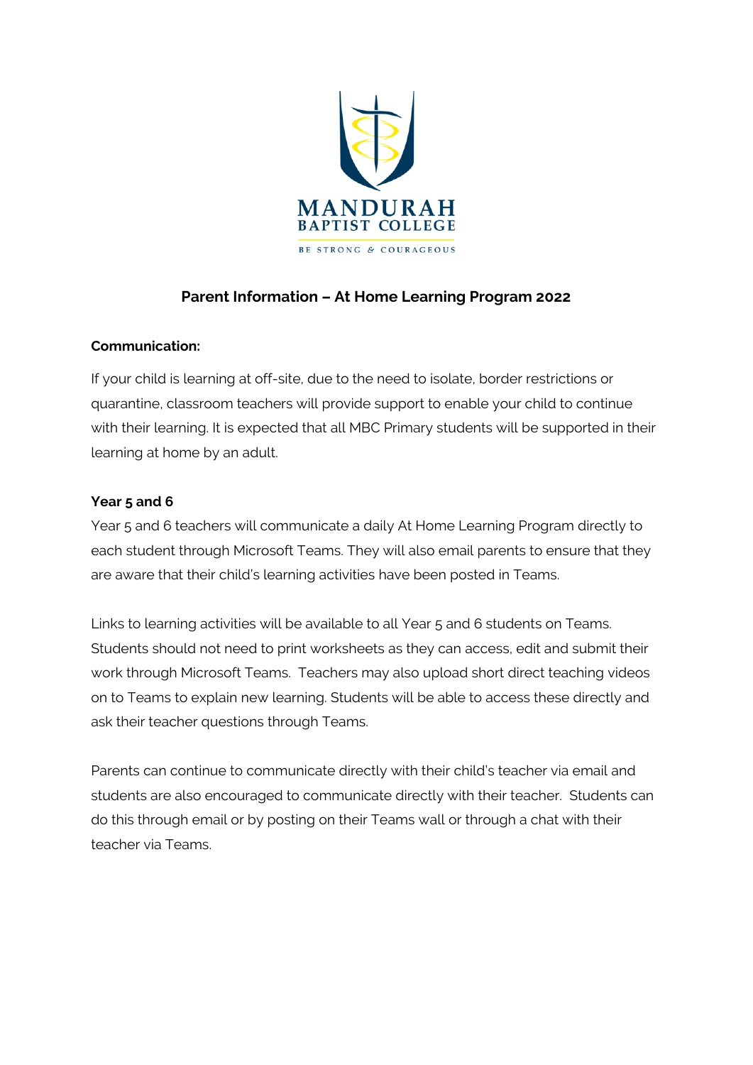# Parent Information – At Home Learning Program 2022

**Communication:**

If your child is learning at off-site, due to the need to isolate, border restrictions or quarantine, classroom teachers will provide support to enable your child to continue with their learning. It is expected that all MBC Primary students will be supported in their learning at home by an adult.

**Year 5 and 6**

Year 5 and 6 teachers will communicate a daily At Home Learning Program directly to each student through Microsoft Teams. They will also email parents to ensure that they are aware that their child's learning activities have been posted in Teams.

Links to learning activities will be available to all Year 5 and 6 students on Teams. Students should not need to print worksheets as they can access, edit and submit their work through Microsoft Teams. Teachers may also upload short direct teaching videos on to Teams to explain new learning. Students will be able to access these directly and ask their teacher questions through Teams.

Parents can continue to communicate directly with their child's teacher via email and students are also encouraged to communicate directly with their teacher. Students can do this through email or by posting on their Teams wall or through a chat with their teacher via Teams.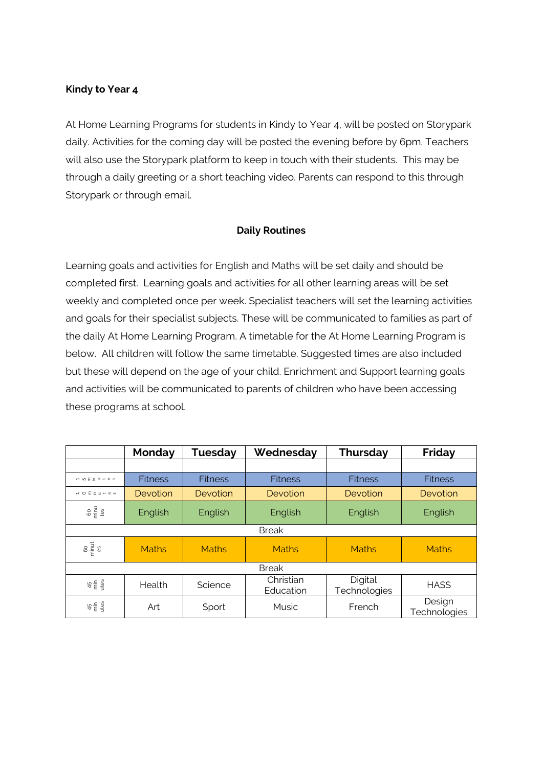**Kindy to Year 4**

At Home Learning Programs for students in Kindy to Year 4, will be posted on Storypark daily. Activities for the coming day will be posted the evening before by 6pm. Teachers will also use the Storypark platform to keep in touch with their students. This may be through a daily greeting or a short teaching video. Parents can respond to this through Storypark or through email.

**Daily Routines**

Learning goals and activities for English and Maths will be set daily and should be completed first. Learning goals and activities for all other learning areas will be set weekly and completed once per week. Specialist teachers will set the learning activities and goals for their specialist subjects. These will be communicated to families as part of the daily At Home Learning Program. A timetable for the At Home Learning Program is below. All children will follow the same timetable. Suggested times are also included but these will depend on the age of your child. Enrichment and Support learning goals and activities will be communicated to parents of children who have been accessing these programs at school.

| | Monday | Tuesday | Wednesday | Thursday | Friday |
|---|---|---|---|---|---|
| | | | | | |
| 15 minutes | Fitness | Fitness | Fitness | Fitness | Fitness |
| 10 minutes | Devotion | Devotion | Devotion | Devotion | Devotion |
| 60 minutes | English | English | English | English | English |
| Break | | | | | |
| 60 minutes | Maths | Maths | Maths | Maths | Maths |
| Break | | | | | |
| 45 minutes | Health | Science | Christian Education | Digital Technologies | HASS |
| 45 minutes | Art | Sport | Music | French | Design Technologies |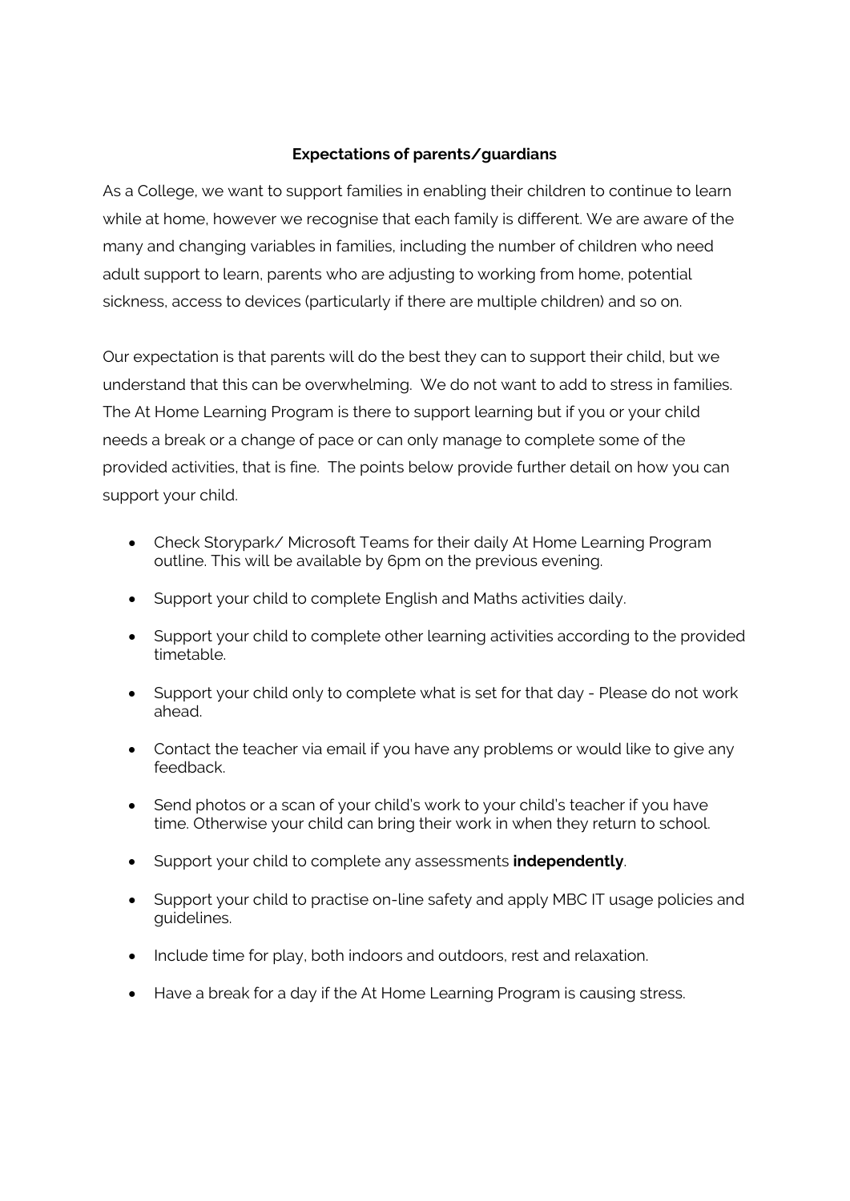**Expectations of parents/guardians**

As a College, we want to support families in enabling their children to continue to learn while at home, however we recognise that each family is different. We are aware of the many and changing variables in families, including the number of children who need adult support to learn, parents who are adjusting to working from home, potential sickness, access to devices (particularly if there are multiple children) and so on.

Our expectation is that parents will do the best they can to support their child, but we understand that this can be overwhelming. We do not want to add to stress in families. The At Home Learning Program is there to support learning but if you or your child needs a break or a change of pace or can only manage to complete some of the provided activities, that is fine. The points below provide further detail on how you can support your child.

- Check Storypark/ Microsoft Teams for their daily At Home Learning Program outline. This will be available by 6pm on the previous evening.
- Support your child to complete English and Maths activities daily.
- Support your child to complete other learning activities according to the provided timetable.
- Support your child only to complete what is set for that day - Please do not work ahead.
- Contact the teacher via email if you have any problems or would like to give any feedback.
- Send photos or a scan of your child's work to your child's teacher if you have time. Otherwise your child can bring their work in when they return to school.
- Support your child to complete any assessments **independently**.
- Support your child to practise on-line safety and apply MBC IT usage policies and guidelines.
- Include time for play, both indoors and outdoors, rest and relaxation.
- Have a break for a day if the At Home Learning Program is causing stress.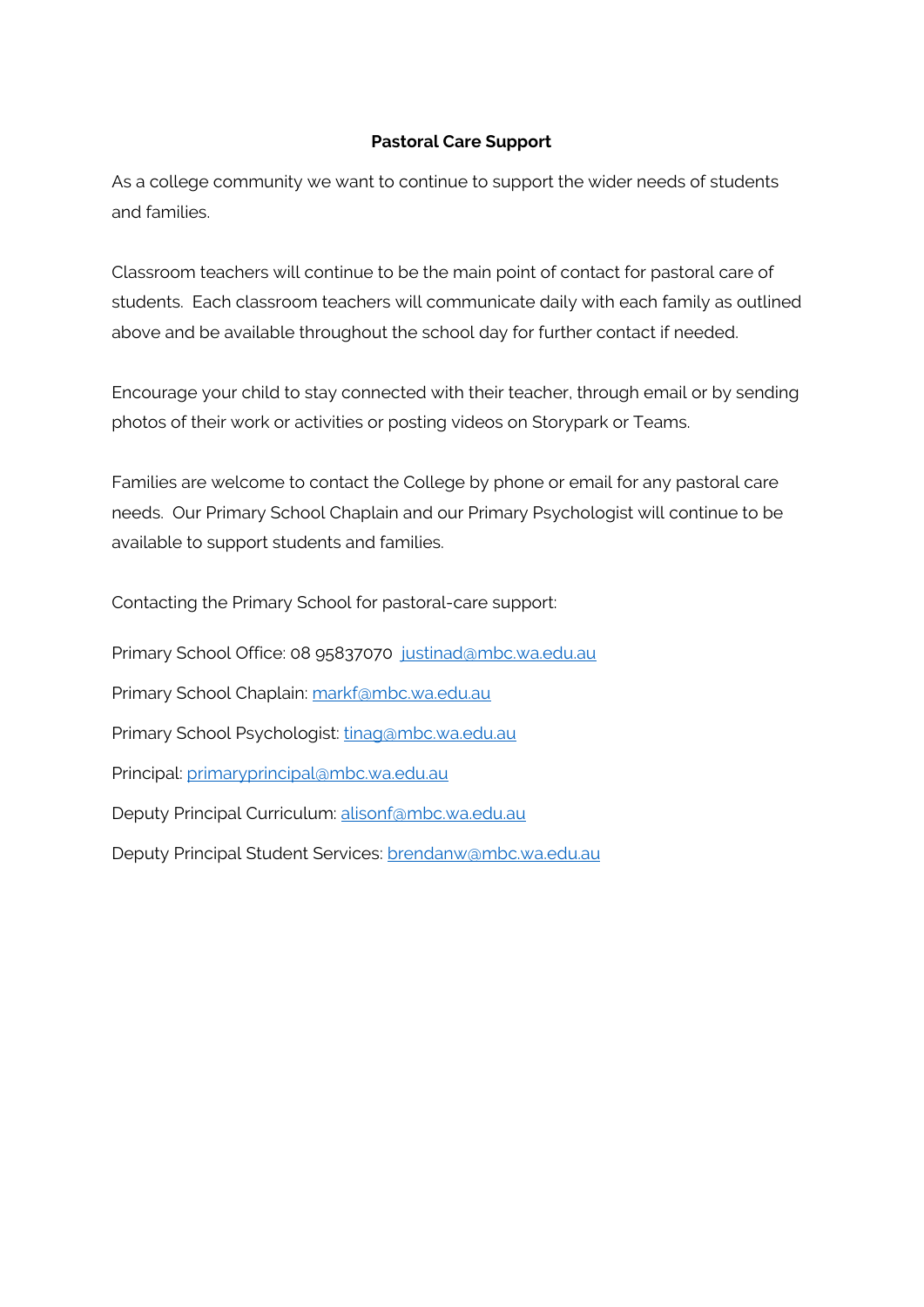**Pastoral Care Support**

As a college community we want to continue to support the wider needs of students and families.

Classroom teachers will continue to be the main point of contact for pastoral care of students. Each classroom teachers will communicate daily with each family as outlined above and be available throughout the school day for further contact if needed.

Encourage your child to stay connected with their teacher, through email or by sending photos of their work or activities or posting videos on Storypark or Teams.

Families are welcome to contact the College by phone or email for any pastoral care needs. Our Primary School Chaplain and our Primary Psychologist will continue to be available to support students and families.

Contacting the Primary School for pastoral-care support:

Primary School Office: 08 95837070 justinad@mbc.wa.edu.au

Primary School Chaplain: markf@mbc.wa.edu.au

Primary School Psychologist: tinag@mbc.wa.edu.au

Principal: primaryprincipal@mbc.wa.edu.au

Deputy Principal Curriculum: alisonf@mbc.wa.edu.au

Deputy Principal Student Services: brendanw@mbc.wa.edu.au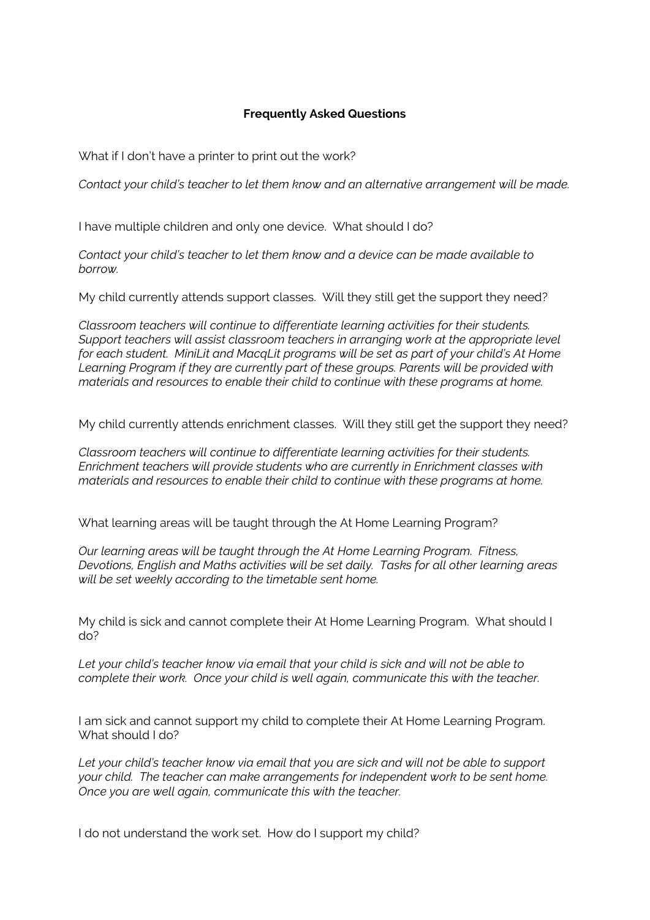**Frequently Asked Questions**

What if I don't have a printer to print out the work?

*Contact your child's teacher to let them know and an alternative arrangement will be made.*

I have multiple children and only one device. What should I do?

*Contact your child's teacher to let them know and a device can be made available to borrow.*

My child currently attends support classes. Will they still get the support they need?

*Classroom teachers will continue to differentiate learning activities for their students. Support teachers will assist classroom teachers in arranging work at the appropriate level for each student. MiniLit and MacqLit programs will be set as part of your child's At Home Learning Program if they are currently part of these groups. Parents will be provided with materials and resources to enable their child to continue with these programs at home.*

My child currently attends enrichment classes. Will they still get the support they need?

*Classroom teachers will continue to differentiate learning activities for their students. Enrichment teachers will provide students who are currently in Enrichment classes with materials and resources to enable their child to continue with these programs at home.*

What learning areas will be taught through the At Home Learning Program?

*Our learning areas will be taught through the At Home Learning Program. Fitness, Devotions, English and Maths activities will be set daily. Tasks for all other learning areas will be set weekly according to the timetable sent home.*

My child is sick and cannot complete their At Home Learning Program. What should I do?

*Let your child's teacher know via email that your child is sick and will not be able to complete their work. Once your child is well again, communicate this with the teacher.*

I am sick and cannot support my child to complete their At Home Learning Program. What should I do?

*Let your child's teacher know via email that you are sick and will not be able to support your child. The teacher can make arrangements for independent work to be sent home. Once you are well again, communicate this with the teacher.*

I do not understand the work set. How do I support my child?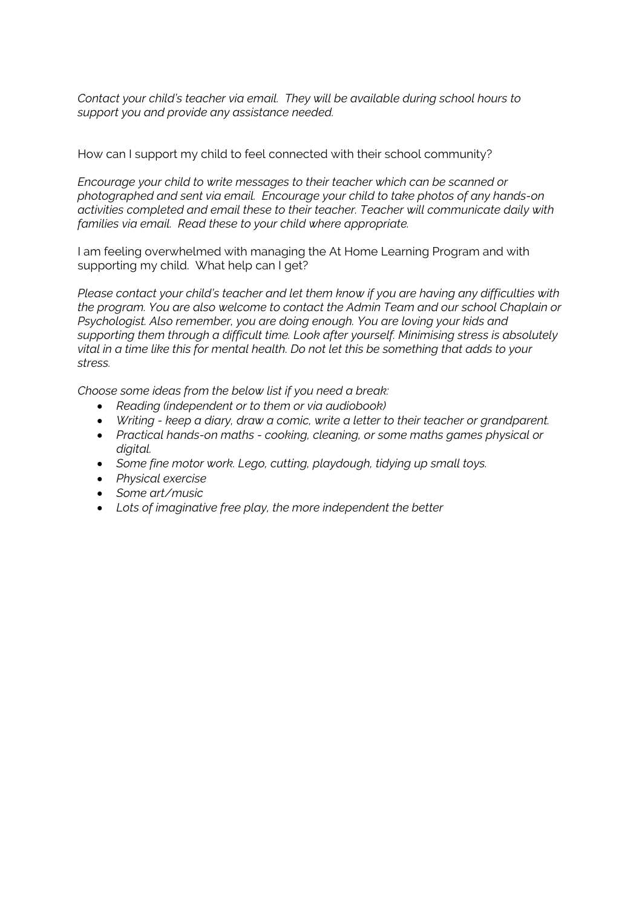*Contact your child's teacher via email. They will be available during school hours to support you and provide any assistance needed.*

How can I support my child to feel connected with their school community?

*Encourage your child to write messages to their teacher which can be scanned or photographed and sent via email. Encourage your child to take photos of any hands-on activities completed and email these to their teacher. Teacher will communicate daily with families via email. Read these to your child where appropriate.*

I am feeling overwhelmed with managing the At Home Learning Program and with supporting my child. What help can I get?

*Please contact your child's teacher and let them know if you are having any difficulties with the program. You are also welcome to contact the Admin Team and our school Chaplain or Psychologist. Also remember, you are doing enough. You are loving your kids and supporting them through a difficult time. Look after yourself. Minimising stress is absolutely vital in a time like this for mental health. Do not let this be something that adds to your stress.*

*Choose some ideas from the below list if you need a break:*

- *Reading (independent or to them or via audiobook)*
- *Writing - keep a diary, draw a comic, write a letter to their teacher or grandparent.*
- *Practical hands-on maths - cooking, cleaning, or some maths games physical or digital.*
- *Some fine motor work. Lego, cutting, playdough, tidying up small toys.*
- *Physical exercise*
- *Some art/music*
- *Lots of imaginative free play, the more independent the better*